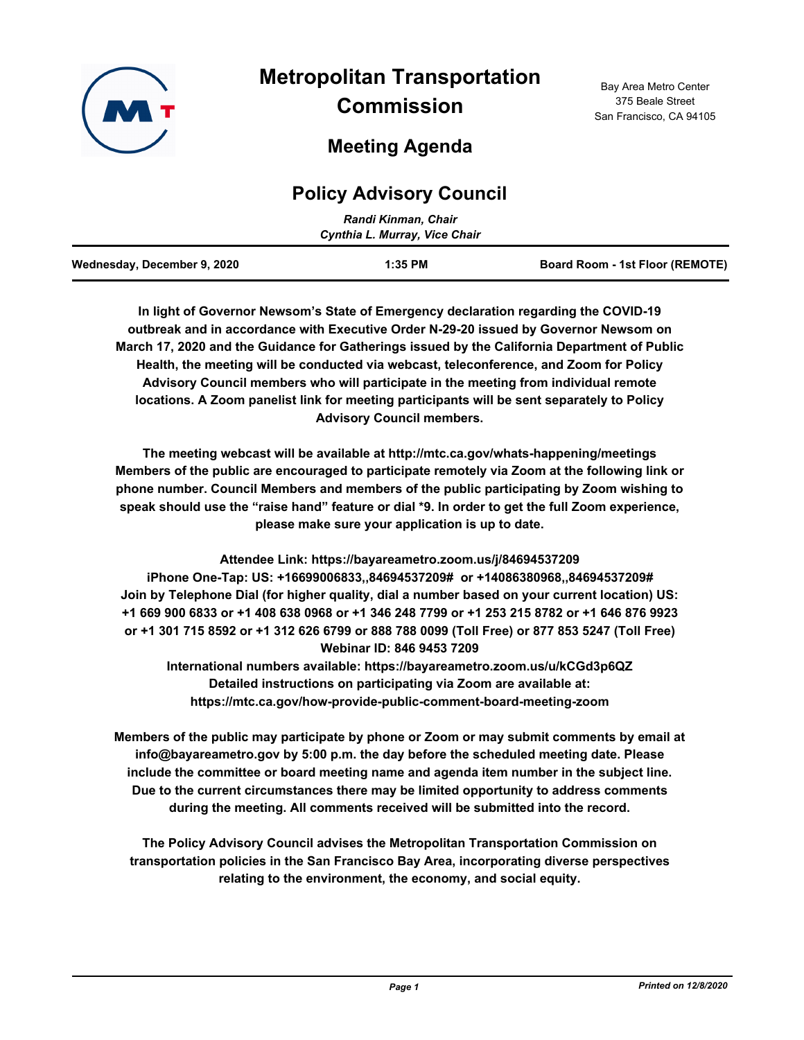# Metropolitan Transportation Commission

Bay Area Metro Center
375 Beale Street
San Francisco, CA 94105

## Meeting Agenda

## Policy Advisory Council

*Randi Kinman, Chair*
*Cynthia L. Murray, Vice Chair*

**Wednesday, December 9, 2020** | **1:35 PM** | **Board Room - 1st Floor (REMOTE)**

**In light of Governor Newsom's State of Emergency declaration regarding the COVID-19 outbreak and in accordance with Executive Order N-29-20 issued by Governor Newsom on March 17, 2020 and the Guidance for Gatherings issued by the California Department of Public Health, the meeting will be conducted via webcast, teleconference, and Zoom for Policy Advisory Council members who will participate in the meeting from individual remote locations. A Zoom panelist link for meeting participants will be sent separately to Policy Advisory Council members.**

**The meeting webcast will be available at http://mtc.ca.gov/whats-happening/meetings Members of the public are encouraged to participate remotely via Zoom at the following link or phone number. Council Members and members of the public participating by Zoom wishing to speak should use the "raise hand" feature or dial *9. In order to get the full Zoom experience, please make sure your application is up to date.**

**Attendee Link: https://bayareametro.zoom.us/j/84694537209**
**iPhone One-Tap: US: +16699006833,,84694537209# or +14086380968,,84694537209#**
**Join by Telephone Dial (for higher quality, dial a number based on your current location) US: +1 669 900 6833 or +1 408 638 0968 or +1 346 248 7799 or +1 253 215 8782 or +1 646 876 9923 or +1 301 715 8592 or +1 312 626 6799 or 888 788 0099 (Toll Free) or 877 853 5247 (Toll Free)**
**Webinar ID: 846 9453 7209**
**International numbers available: https://bayareametro.zoom.us/u/kCGd3p6QZ**
**Detailed instructions on participating via Zoom are available at: https://mtc.ca.gov/how-provide-public-comment-board-meeting-zoom**

**Members of the public may participate by phone or Zoom or may submit comments by email at info@bayareametro.gov by 5:00 p.m. the day before the scheduled meeting date. Please include the committee or board meeting name and agenda item number in the subject line. Due to the current circumstances there may be limited opportunity to address comments during the meeting. All comments received will be submitted into the record.**

**The Policy Advisory Council advises the Metropolitan Transportation Commission on transportation policies in the San Francisco Bay Area, incorporating diverse perspectives relating to the environment, the economy, and social equity.**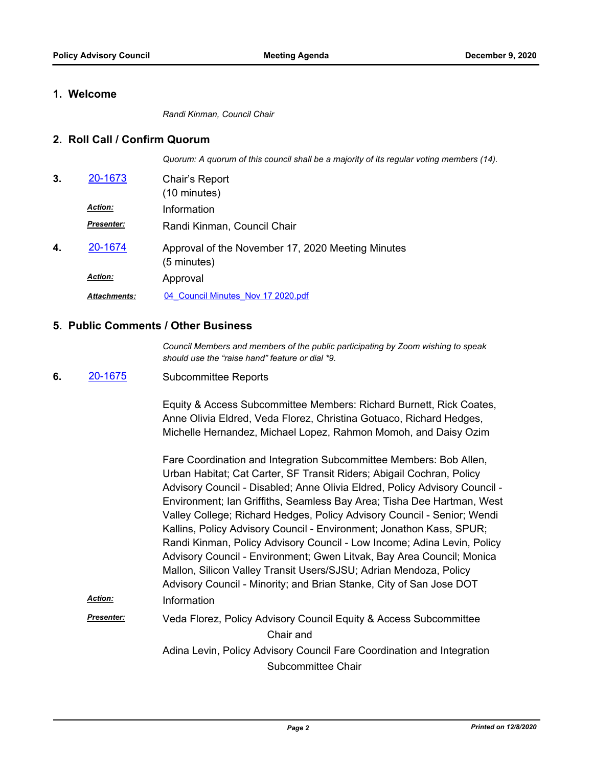## 1. Welcome

*Randi Kinman, Council Chair*

## 2. Roll Call / Confirm Quorum

*Quorum: A quorum of this council shall be a majority of its regular voting members (14).*

**3.** [20-1673](20-1673) Chair's Report
(10 minutes)

***Action:*** Information

***Presenter:*** Randi Kinman, Council Chair

**4.** [20-1674](20-1674) Approval of the November 17, 2020 Meeting Minutes
(5 minutes)

***Action:*** Approval

***Attachments:*** [04_Council Minutes_Nov 17 2020.pdf](04_Council Minutes_Nov 17 2020.pdf)

## 5. Public Comments / Other Business

*Council Members and members of the public participating by Zoom wishing to speak should use the "raise hand" feature or dial \*9.*

**6.** [20-1675](20-1675) Subcommittee Reports

Equity & Access Subcommittee Members: Richard Burnett, Rick Coates, Anne Olivia Eldred, Veda Florez, Christina Gotuaco, Richard Hedges, Michelle Hernandez, Michael Lopez, Rahmon Momoh, and Daisy Ozim

Fare Coordination and Integration Subcommittee Members: Bob Allen, Urban Habitat; Cat Carter, SF Transit Riders; Abigail Cochran, Policy Advisory Council - Disabled; Anne Olivia Eldred, Policy Advisory Council - Environment; Ian Griffiths, Seamless Bay Area; Tisha Dee Hartman, West Valley College; Richard Hedges, Policy Advisory Council - Senior; Wendi Kallins, Policy Advisory Council - Environment; Jonathon Kass, SPUR; Randi Kinman, Policy Advisory Council - Low Income; Adina Levin, Policy Advisory Council - Environment; Gwen Litvak, Bay Area Council; Monica Mallon, Silicon Valley Transit Users/SJSU; Adrian Mendoza, Policy Advisory Council - Minority; and Brian Stanke, City of San Jose DOT

***Action:*** Information

***Presenter:*** Veda Florez, Policy Advisory Council Equity & Access Subcommittee Chair and
Adina Levin, Policy Advisory Council Fare Coordination and Integration Subcommittee Chair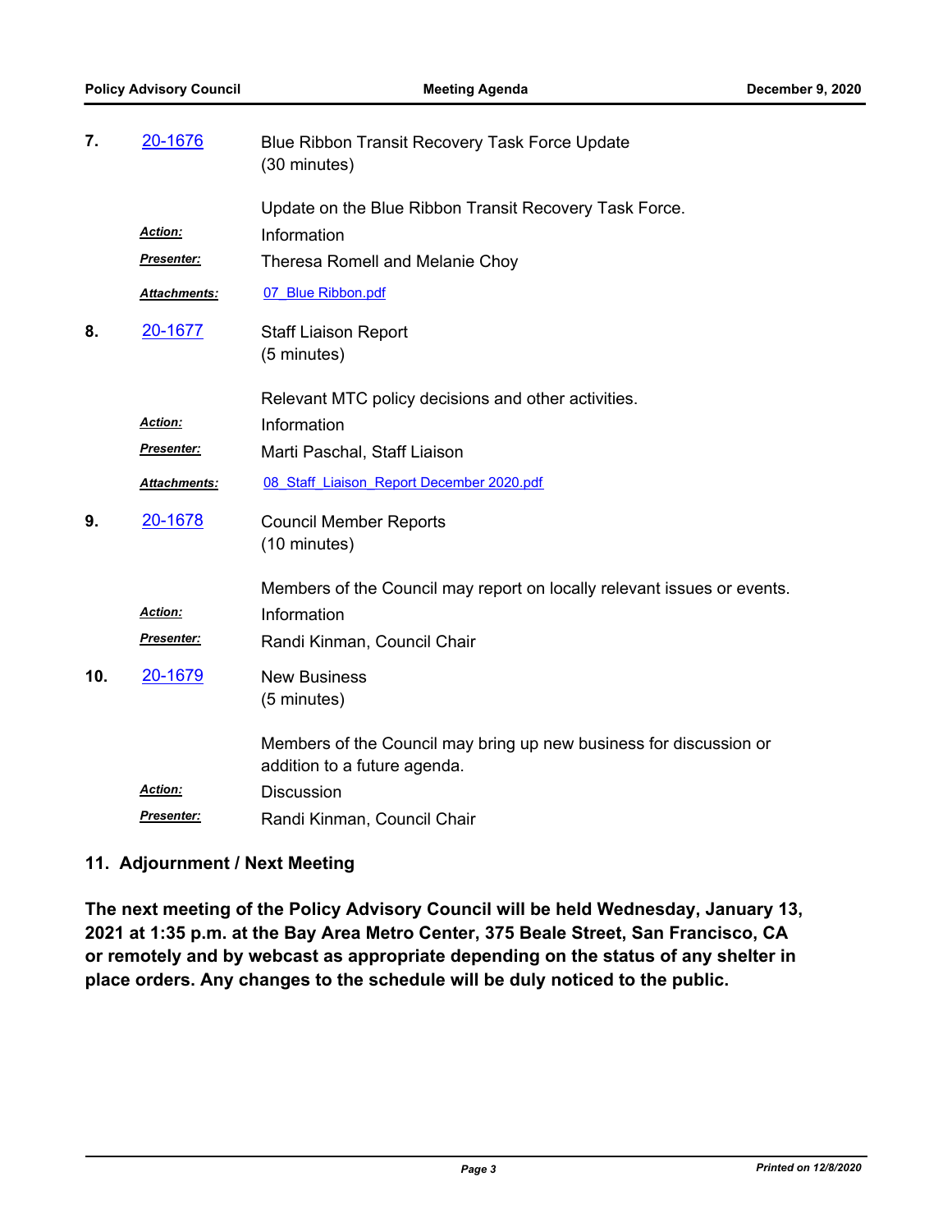**7.** 20-1676 Blue Ribbon Transit Recovery Task Force Update
(30 minutes)

Update on the Blue Ribbon Transit Recovery Task Force.

***Action:*** Information

***Presenter:*** Theresa Romell and Melanie Choy

***Attachments:*** 07_Blue Ribbon.pdf

**8.** 20-1677 Staff Liaison Report
(5 minutes)

Relevant MTC policy decisions and other activities.

***Action:*** Information

***Presenter:*** Marti Paschal, Staff Liaison

***Attachments:*** 08_Staff_Liaison_Report December 2020.pdf

**9.** 20-1678 Council Member Reports
(10 minutes)

Members of the Council may report on locally relevant issues or events.

***Action:*** Information

***Presenter:*** Randi Kinman, Council Chair

**10.** 20-1679 New Business
(5 minutes)

Members of the Council may bring up new business for discussion or addition to a future agenda.

***Action:*** Discussion

***Presenter:*** Randi Kinman, Council Chair

## 11. Adjournment / Next Meeting

**The next meeting of the Policy Advisory Council will be held Wednesday, January 13, 2021 at 1:35 p.m. at the Bay Area Metro Center, 375 Beale Street, San Francisco, CA or remotely and by webcast as appropriate depending on the status of any shelter in place orders. Any changes to the schedule will be duly noticed to the public.**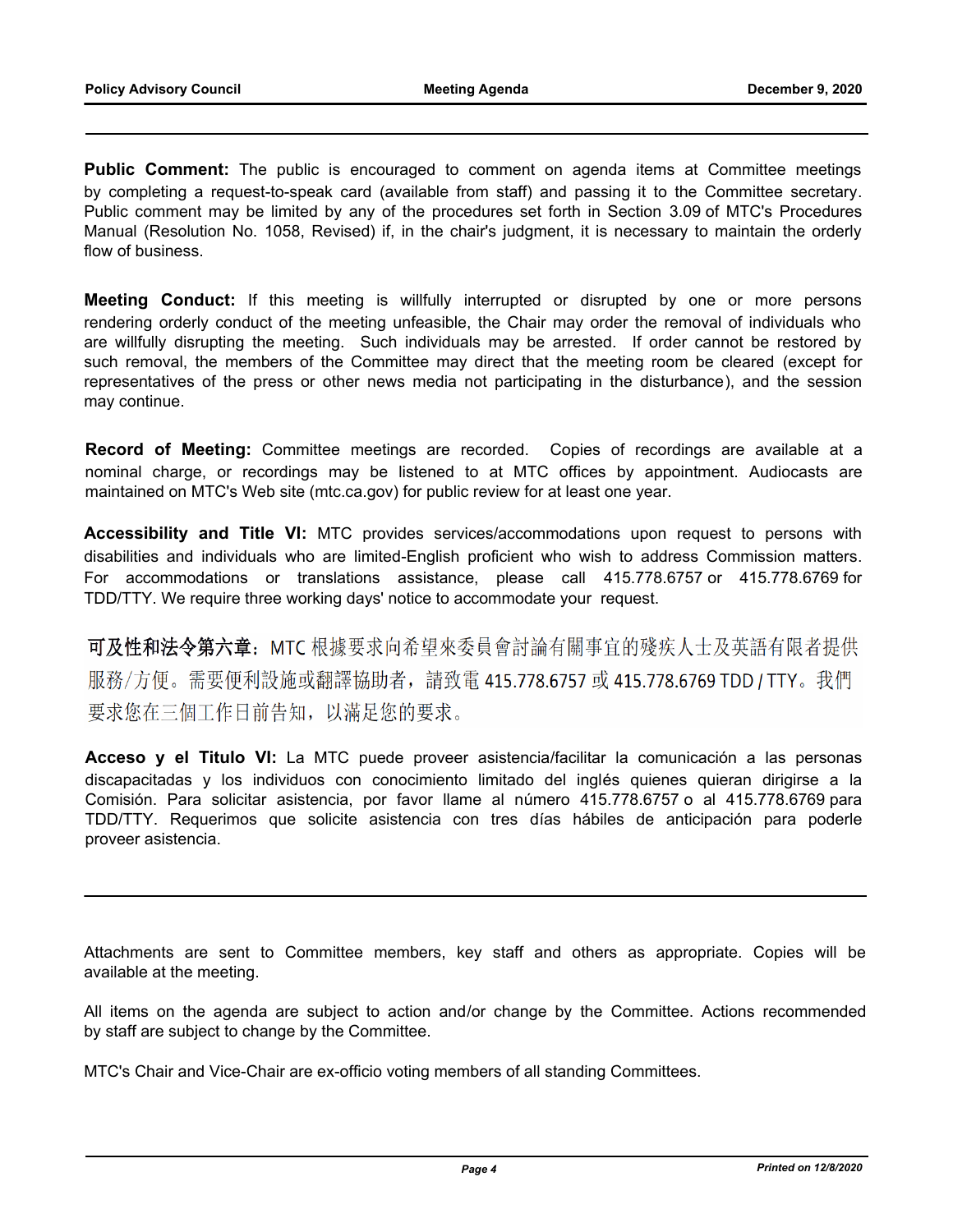**Public Comment:** The public is encouraged to comment on agenda items at Committee meetings by completing a request-to-speak card (available from staff) and passing it to the Committee secretary. Public comment may be limited by any of the procedures set forth in Section 3.09 of MTC's Procedures Manual (Resolution No. 1058, Revised) if, in the chair's judgment, it is necessary to maintain the orderly flow of business.

**Meeting Conduct:** If this meeting is willfully interrupted or disrupted by one or more persons rendering orderly conduct of the meeting unfeasible, the Chair may order the removal of individuals who are willfully disrupting the meeting. Such individuals may be arrested. If order cannot be restored by such removal, the members of the Committee may direct that the meeting room be cleared (except for representatives of the press or other news media not participating in the disturbance), and the session may continue.

**Record of Meeting:** Committee meetings are recorded. Copies of recordings are available at a nominal charge, or recordings may be listened to at MTC offices by appointment. Audiocasts are maintained on MTC's Web site (mtc.ca.gov) for public review for at least one year.

**Accessibility and Title VI:** MTC provides services/accommodations upon request to persons with disabilities and individuals who are limited-English proficient who wish to address Commission matters. For accommodations or translations assistance, please call 415.778.6757 or 415.778.6769 for TDD/TTY. We require three working days' notice to accommodate your request.

**可及性和法令第六章**：MTC 根據要求向希望來委員會討論有關事宜的殘疾人士及英語有限者提供服務/方便。需要便利設施或翻譯協助者，請致電 415.778.6757 或 415.778.6769 TDD / TTY。我們要求您在三個工作日前告知，以滿足您的要求。

**Acceso y el Titulo VI:** La MTC puede proveer asistencia/facilitar la comunicación a las personas discapacitadas y los individuos con conocimiento limitado del inglés quienes quieran dirigirse a la Comisión. Para solicitar asistencia, por favor llame al número 415.778.6757 o al 415.778.6769 para TDD/TTY. Requerimos que solicite asistencia con tres días hábiles de anticipación para poderle proveer asistencia.

---

Attachments are sent to Committee members, key staff and others as appropriate. Copies will be available at the meeting.

All items on the agenda are subject to action and/or change by the Committee. Actions recommended by staff are subject to change by the Committee.

MTC's Chair and Vice-Chair are ex-officio voting members of all standing Committees.